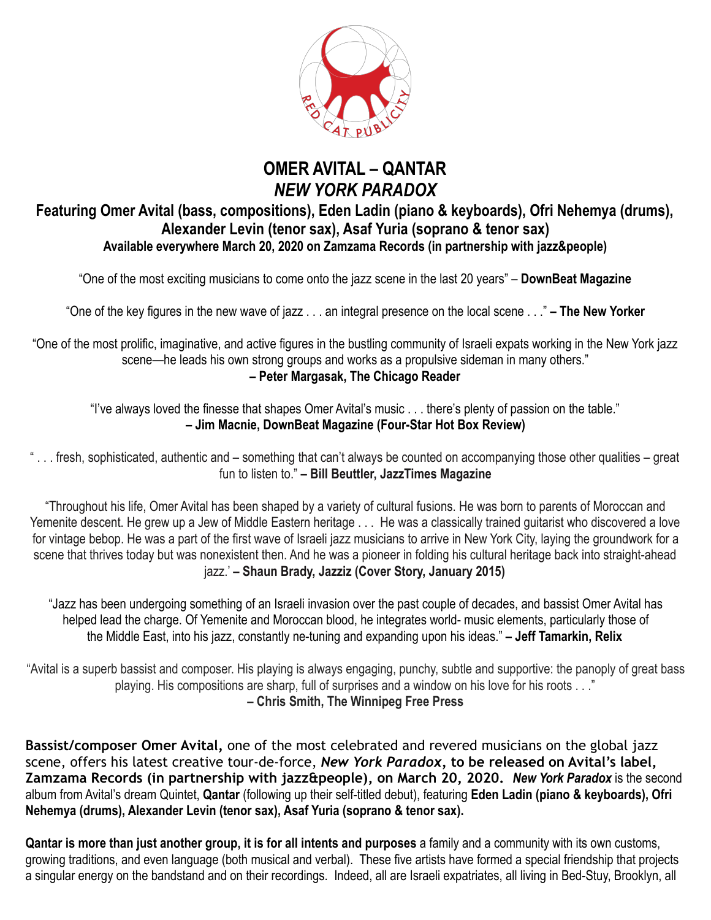# OMER AVITAL – QANTAR
## *NEW YORK PARADOX*

**Featuring Omer Avital (bass, compositions), Eden Ladin (piano & keyboards), Ofri Nehemya (drums), Alexander Levin (tenor sax), Asaf Yuria (soprano & tenor sax)**

**Available everywhere March 20, 2020 on Zamzama Records (in partnership with jazz&people)**

"One of the most exciting musicians to come onto the jazz scene in the last 20 years" – **DownBeat Magazine**

"One of the key figures in the new wave of jazz . . . an integral presence on the local scene . . ." **– The New Yorker**

"One of the most prolific, imaginative, and active figures in the bustling community of Israeli expats working in the New York jazz scene—he leads his own strong groups and works as a propulsive sideman in many others."
**– Peter Margasak, The Chicago Reader**

"I've always loved the finesse that shapes Omer Avital's music . . . there's plenty of passion on the table."
**– Jim Macnie, DownBeat Magazine (Four-Star Hot Box Review)**

" . . . fresh, sophisticated, authentic and – something that can't always be counted on accompanying those other qualities – great fun to listen to." **– Bill Beuttler, JazzTimes Magazine**

"Throughout his life, Omer Avital has been shaped by a variety of cultural fusions. He was born to parents of Moroccan and Yemenite descent. He grew up a Jew of Middle Eastern heritage . . . He was a classically trained guitarist who discovered a love for vintage bebop. He was a part of the first wave of Israeli jazz musicians to arrive in New York City, laying the groundwork for a scene that thrives today but was nonexistent then. And he was a pioneer in folding his cultural heritage back into straight-ahead jazz.' **– Shaun Brady, Jazziz (Cover Story, January 2015)**

"Jazz has been undergoing something of an Israeli invasion over the past couple of decades, and bassist Omer Avital has helped lead the charge. Of Yemenite and Moroccan blood, he integrates world- music elements, particularly those of the Middle East, into his jazz, constantly ne-tuning and expanding upon his ideas." **– Jeff Tamarkin, Relix**

"Avital is a superb bassist and composer. His playing is always engaging, punchy, subtle and supportive: the panoply of great bass playing. His compositions are sharp, full of surprises and a window on his love for his roots . . ."
**– Chris Smith, The Winnipeg Free Press**

**Bassist/composer Omer Avital,** one of the most celebrated and revered musicians on the global jazz scene, offers his latest creative tour-de-force, ***New York Paradox*, to be released on Avital's label, Zamzama Records (in partnership with jazz&people), on March 20, 2020.** ***New York Paradox*** is the second album from Avital's dream Quintet, **Qantar** (following up their self-titled debut), featuring **Eden Ladin (piano & keyboards), Ofri Nehemya (drums), Alexander Levin (tenor sax), Asaf Yuria (soprano & tenor sax).**

**Qantar is more than just another group, it is for all intents and purposes** a family and a community with its own customs, growing traditions, and even language (both musical and verbal). These five artists have formed a special friendship that projects a singular energy on the bandstand and on their recordings. Indeed, all are Israeli expatriates, all living in Bed-Stuy, Brooklyn, all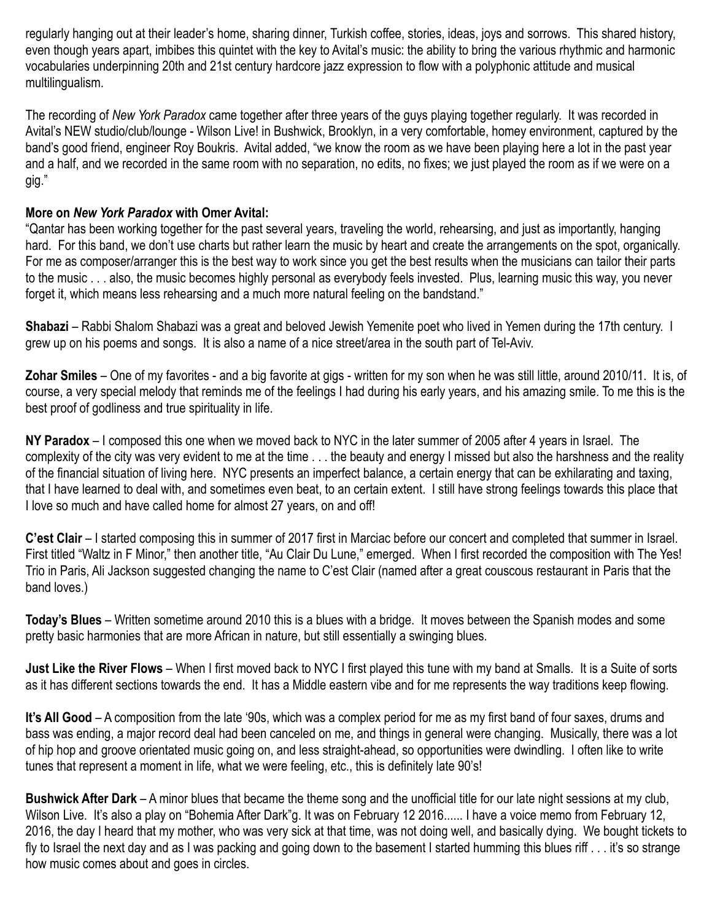regularly hanging out at their leader's home, sharing dinner, Turkish coffee, stories, ideas, joys and sorrows. This shared history, even though years apart, imbibes this quintet with the key to Avital's music: the ability to bring the various rhythmic and harmonic vocabularies underpinning 20th and 21st century hardcore jazz expression to flow with a polyphonic attitude and musical multilingualism.

The recording of *New York Paradox* came together after three years of the guys playing together regularly. It was recorded in Avital's NEW studio/club/lounge - Wilson Live! in Bushwick, Brooklyn, in a very comfortable, homey environment, captured by the band's good friend, engineer Roy Boukris. Avital added, "we know the room as we have been playing here a lot in the past year and a half, and we recorded in the same room with no separation, no edits, no fixes; we just played the room as if we were on a gig."

**More on *New York Paradox* with Omer Avital:**
"Qantar has been working together for the past several years, traveling the world, rehearsing, and just as importantly, hanging hard. For this band, we don't use charts but rather learn the music by heart and create the arrangements on the spot, organically. For me as composer/arranger this is the best way to work since you get the best results when the musicians can tailor their parts to the music . . . also, the music becomes highly personal as everybody feels invested. Plus, learning music this way, you never forget it, which means less rehearsing and a much more natural feeling on the bandstand."

**Shabazi** – Rabbi Shalom Shabazi was a great and beloved Jewish Yemenite poet who lived in Yemen during the 17th century. I grew up on his poems and songs. It is also a name of a nice street/area in the south part of Tel-Aviv.

**Zohar Smiles** – One of my favorites - and a big favorite at gigs - written for my son when he was still little, around 2010/11. It is, of course, a very special melody that reminds me of the feelings I had during his early years, and his amazing smile. To me this is the best proof of godliness and true spirituality in life.

**NY Paradox** – I composed this one when we moved back to NYC in the later summer of 2005 after 4 years in Israel. The complexity of the city was very evident to me at the time . . . the beauty and energy I missed but also the harshness and the reality of the financial situation of living here. NYC presents an imperfect balance, a certain energy that can be exhilarating and taxing, that I have learned to deal with, and sometimes even beat, to an certain extent. I still have strong feelings towards this place that I love so much and have called home for almost 27 years, on and off!

**C'est Clair** – I started composing this in summer of 2017 first in Marciac before our concert and completed that summer in Israel. First titled "Waltz in F Minor," then another title, "Au Clair Du Lune," emerged. When I first recorded the composition with The Yes! Trio in Paris, Ali Jackson suggested changing the name to C'est Clair (named after a great couscous restaurant in Paris that the band loves.)

**Today's Blues** – Written sometime around 2010 this is a blues with a bridge. It moves between the Spanish modes and some pretty basic harmonies that are more African in nature, but still essentially a swinging blues.

**Just Like the River Flows** – When I first moved back to NYC I first played this tune with my band at Smalls. It is a Suite of sorts as it has different sections towards the end. It has a Middle eastern vibe and for me represents the way traditions keep flowing.

**It's All Good** – A composition from the late '90s, which was a complex period for me as my first band of four saxes, drums and bass was ending, a major record deal had been canceled on me, and things in general were changing. Musically, there was a lot of hip hop and groove orientated music going on, and less straight-ahead, so opportunities were dwindling. I often like to write tunes that represent a moment in life, what we were feeling, etc., this is definitely late 90's!

**Bushwick After Dark** – A minor blues that became the theme song and the unofficial title for our late night sessions at my club, Wilson Live. It's also a play on "Bohemia After Dark"g. It was on February 12 2016...... I have a voice memo from February 12, 2016, the day I heard that my mother, who was very sick at that time, was not doing well, and basically dying. We bought tickets to fly to Israel the next day and as I was packing and going down to the basement I started humming this blues riff . . . it's so strange how music comes about and goes in circles.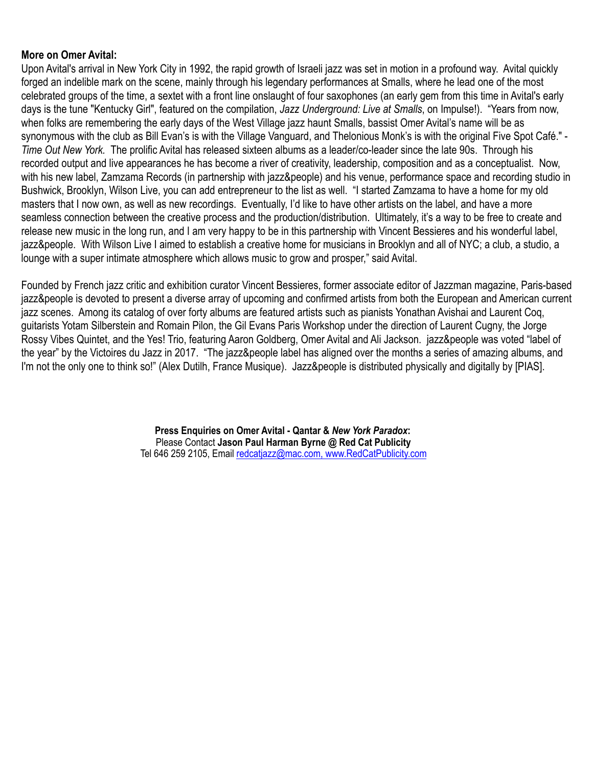**More on Omer Avital:**

Upon Avital's arrival in New York City in 1992, the rapid growth of Israeli jazz was set in motion in a profound way. Avital quickly forged an indelible mark on the scene, mainly through his legendary performances at Smalls, where he lead one of the most celebrated groups of the time, a sextet with a front line onslaught of four saxophones (an early gem from this time in Avital's early days is the tune "Kentucky Girl", featured on the compilation, *Jazz Underground: Live at Smalls*, on Impulse!). "Years from now, when folks are remembering the early days of the West Village jazz haunt Smalls, bassist Omer Avital's name will be as synonymous with the club as Bill Evan's is with the Village Vanguard, and Thelonious Monk's is with the original Five Spot Café." - *Time Out New York*. The prolific Avital has released sixteen albums as a leader/co-leader since the late 90s. Through his recorded output and live appearances he has become a river of creativity, leadership, composition and as a conceptualist. Now, with his new label, Zamzama Records (in partnership with jazz&people) and his venue, performance space and recording studio in Bushwick, Brooklyn, Wilson Live, you can add entrepreneur to the list as well. "I started Zamzama to have a home for my old masters that I now own, as well as new recordings. Eventually, I'd like to have other artists on the label, and have a more seamless connection between the creative process and the production/distribution. Ultimately, it's a way to be free to create and release new music in the long run, and I am very happy to be in this partnership with Vincent Bessieres and his wonderful label, jazz&people. With Wilson Live I aimed to establish a creative home for musicians in Brooklyn and all of NYC; a club, a studio, a lounge with a super intimate atmosphere which allows music to grow and prosper," said Avital.

Founded by French jazz critic and exhibition curator Vincent Bessieres, former associate editor of Jazzman magazine, Paris-based jazz&people is devoted to present a diverse array of upcoming and confirmed artists from both the European and American current jazz scenes. Among its catalog of over forty albums are featured artists such as pianists Yonathan Avishai and Laurent Coq, guitarists Yotam Silberstein and Romain Pilon, the Gil Evans Paris Workshop under the direction of Laurent Cugny, the Jorge Rossy Vibes Quintet, and the Yes! Trio, featuring Aaron Goldberg, Omer Avital and Ali Jackson. jazz&people was voted "label of the year" by the Victoires du Jazz in 2017. "The jazz&people label has aligned over the months a series of amazing albums, and I'm not the only one to think so!" (Alex Dutilh, France Musique). Jazz&people is distributed physically and digitally by [PIAS].

**Press Enquiries on Omer Avital - Qantar & *New York Paradox*:**
Please Contact **Jason Paul Harman Byrne @ Red Cat Publicity**
Tel 646 259 2105, Email redcatjazz@mac.com, www.RedCatPublicity.com